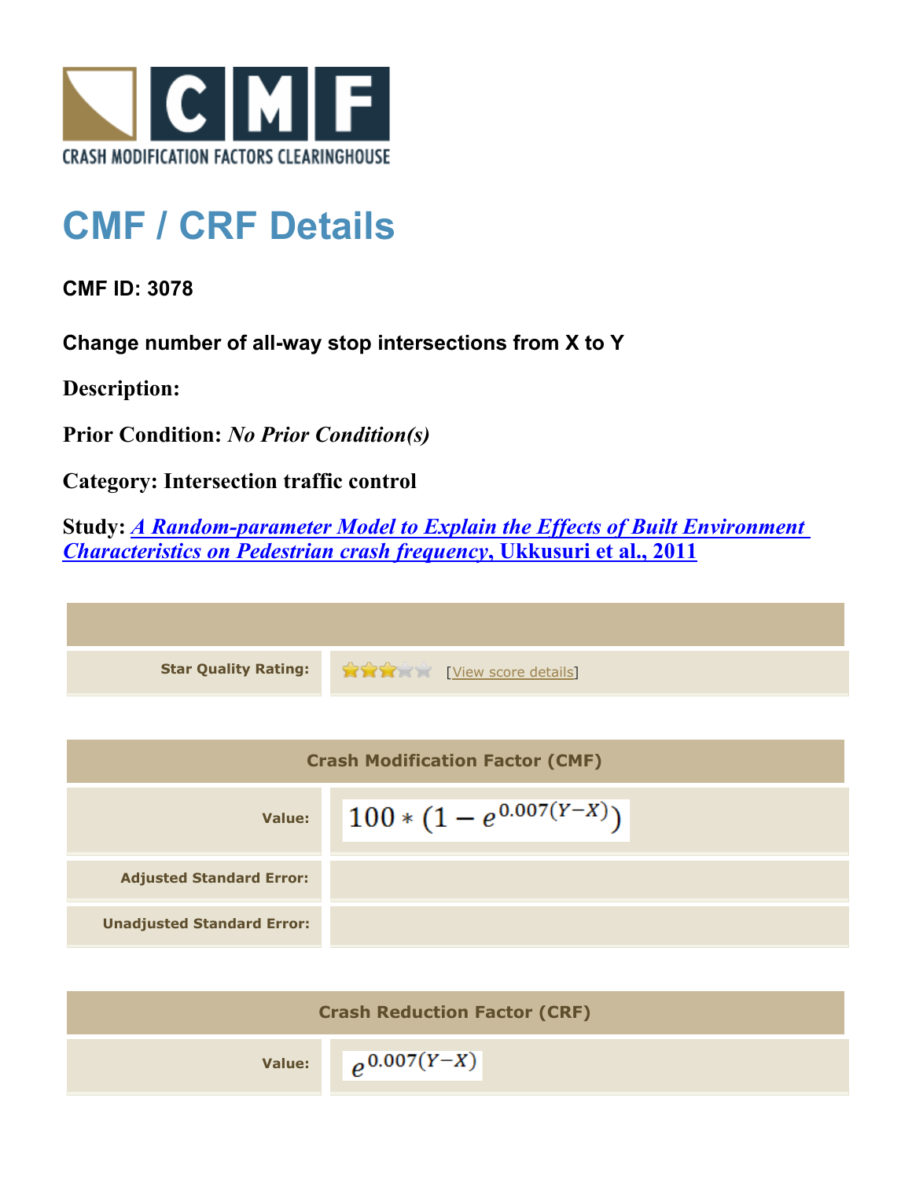CRASH MODIFICATION FACTORS CLEARINGHOUSE

# CMF / CRF Details

**CMF ID: 3078**

**Change number of all-way stop intersections from X to Y**

**Description:**

**Prior Condition:** *No Prior Condition(s)*

**Category: Intersection traffic control**

**Study:** [*A Random-parameter Model to Explain the Effects of Built Environment Characteristics on Pedestrian crash frequency*, Ukkusuri et al., 2011]

| | |
|---|---|
| **Star Quality Rating:** | 3 of 5 stars [View score details] |

| Crash Modification Factor (CMF) | |
|---|---|
| **Value:** | $100 * (1 - e^{0.007(Y-X)})$ |
| **Adjusted Standard Error:** | |
| **Unadjusted Standard Error:** | |

| Crash Reduction Factor (CRF) | |
|---|---|
| **Value:** | $e^{0.007(Y-X)}$ |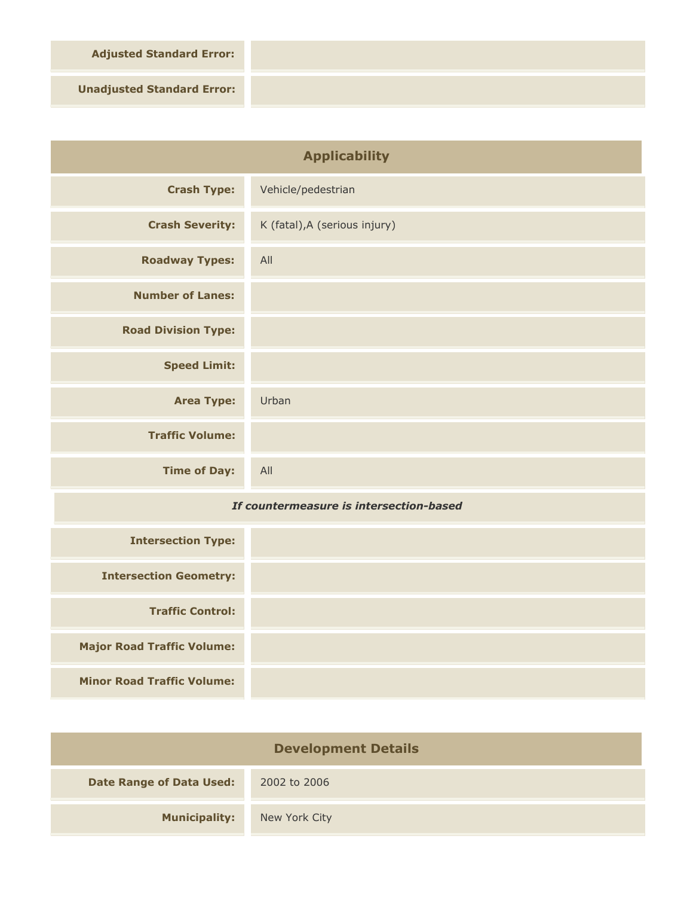| | |
|---|---|
| **Adjusted Standard Error:** | |
| **Unadjusted Standard Error:** | |

## Applicability

| | |
|---|---|
| **Crash Type:** | Vehicle/pedestrian |
| **Crash Severity:** | K (fatal),A (serious injury) |
| **Roadway Types:** | All |
| **Number of Lanes:** | |
| **Road Division Type:** | |
| **Speed Limit:** | |
| **Area Type:** | Urban |
| **Traffic Volume:** | |
| **Time of Day:** | All |

***If countermeasure is intersection-based***

| | |
|---|---|
| **Intersection Type:** | |
| **Intersection Geometry:** | |
| **Traffic Control:** | |
| **Major Road Traffic Volume:** | |
| **Minor Road Traffic Volume:** | |

## Development Details

| | |
|---|---|
| **Date Range of Data Used:** | 2002 to 2006 |
| **Municipality:** | New York City |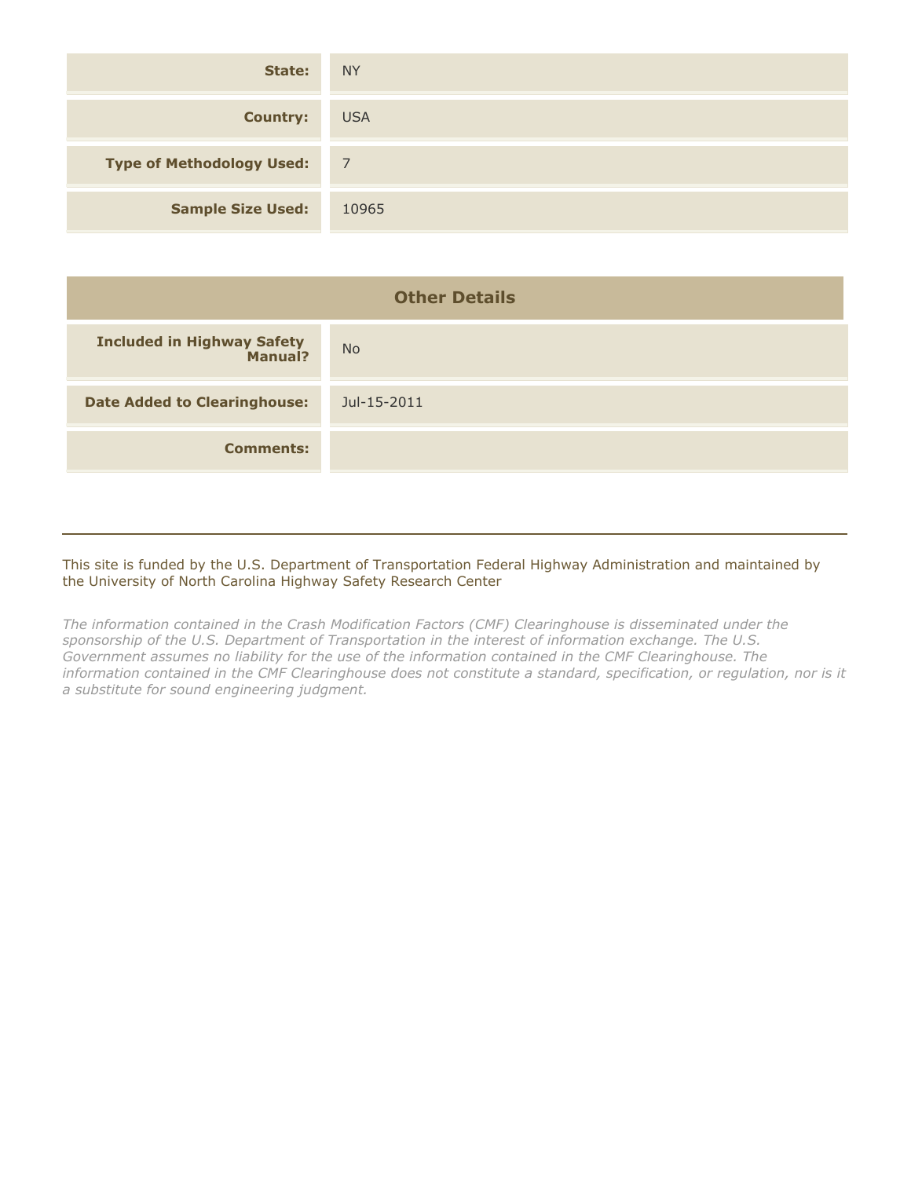| | |
|---|---|
| **State:** | NY |
| **Country:** | USA |
| **Type of Methodology Used:** | 7 |
| **Sample Size Used:** | 10965 |

## Other Details

| | |
|---|---|
| **Included in Highway Safety Manual?** | No |
| **Date Added to Clearinghouse:** | Jul-15-2011 |
| **Comments:** | |

---

This site is funded by the U.S. Department of Transportation Federal Highway Administration and maintained by the University of North Carolina Highway Safety Research Center

*The information contained in the Crash Modification Factors (CMF) Clearinghouse is disseminated under the sponsorship of the U.S. Department of Transportation in the interest of information exchange. The U.S. Government assumes no liability for the use of the information contained in the CMF Clearinghouse. The information contained in the CMF Clearinghouse does not constitute a standard, specification, or regulation, nor is it a substitute for sound engineering judgment.*